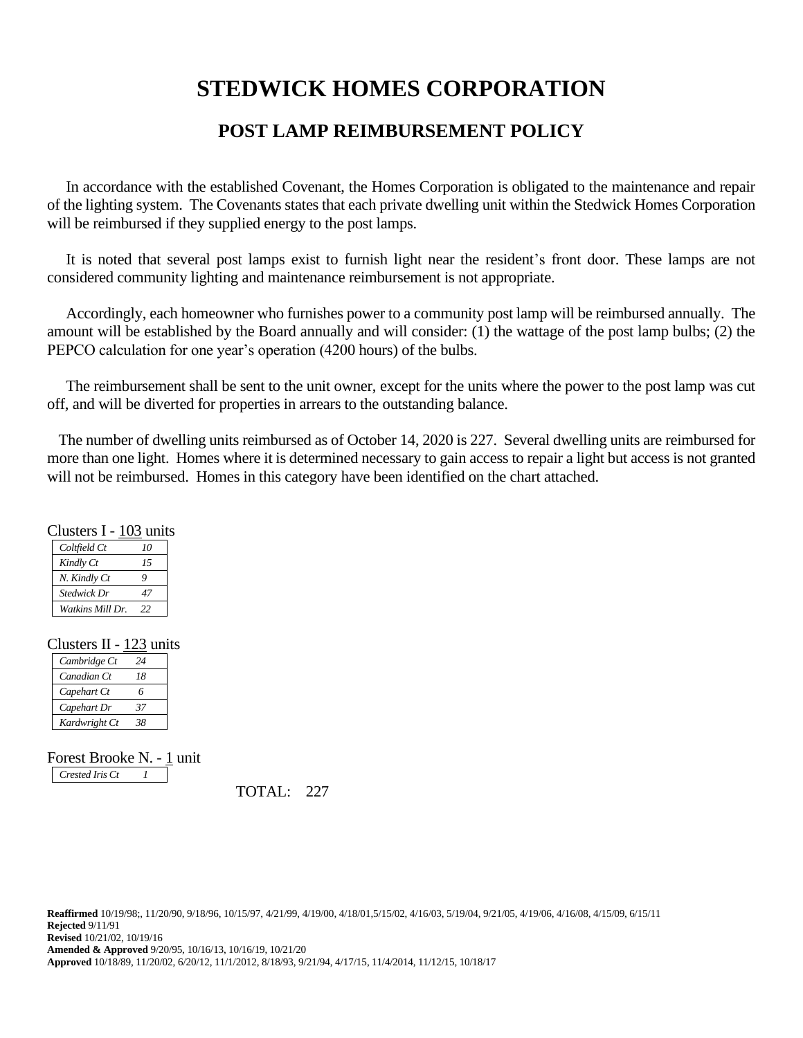# STEDWICK HOMES CORPORATION

## POST LAMP REIMBURSEMENT POLICY

In accordance with the established Covenant, the Homes Corporation is obligated to the maintenance and repair of the lighting system. The Covenants states that each private dwelling unit within the Stedwick Homes Corporation will be reimbursed if they supplied energy to the post lamps.

It is noted that several post lamps exist to furnish light near the resident's front door. These lamps are not considered community lighting and maintenance reimbursement is not appropriate.

Accordingly, each homeowner who furnishes power to a community post lamp will be reimbursed annually. The amount will be established by the Board annually and will consider: (1) the wattage of the post lamp bulbs; (2) the PEPCO calculation for one year's operation (4200 hours) of the bulbs.

The reimbursement shall be sent to the unit owner, except for the units where the power to the post lamp was cut off, and will be diverted for properties in arrears to the outstanding balance.

The number of dwelling units reimbursed as of October 14, 2020 is 227. Several dwelling units are reimbursed for more than one light. Homes where it is determined necessary to gain access to repair a light but access is not granted will not be reimbursed. Homes in this category have been identified on the chart attached.

Clusters I - 103 units

| | |
|---|---|
| *Coltfield Ct* | *10* |
| *Kindly Ct* | *15* |
| *N. Kindly Ct* | *9* |
| *Stedwick Dr* | *47* |
| *Watkins Mill Dr.* | *22* |

Clusters II - 123 units

| | |
|---|---|
| *Cambridge Ct* | *24* |
| *Canadian Ct* | *18* |
| *Capehart Ct* | *6* |
| *Capehart Dr* | *37* |
| *Kardwright Ct* | *38* |

Forest Brooke N. - 1 unit

| | |
|---|---|
| *Crested Iris Ct* | *1* |

TOTAL: 227

**Reaffirmed** 10/19/98;, 11/20/90, 9/18/96, 10/15/97, 4/21/99, 4/19/00, 4/18/01,5/15/02, 4/16/03, 5/19/04, 9/21/05, 4/19/06, 4/16/08, 4/15/09, 6/15/11
**Rejected** 9/11/91
**Revised** 10/21/02, 10/19/16
**Amended & Approved** 9/20/95, 10/16/13, 10/16/19, 10/21/20
**Approved** 10/18/89, 11/20/02, 6/20/12, 11/1/2012, 8/18/93, 9/21/94, 4/17/15, 11/4/2014, 11/12/15, 10/18/17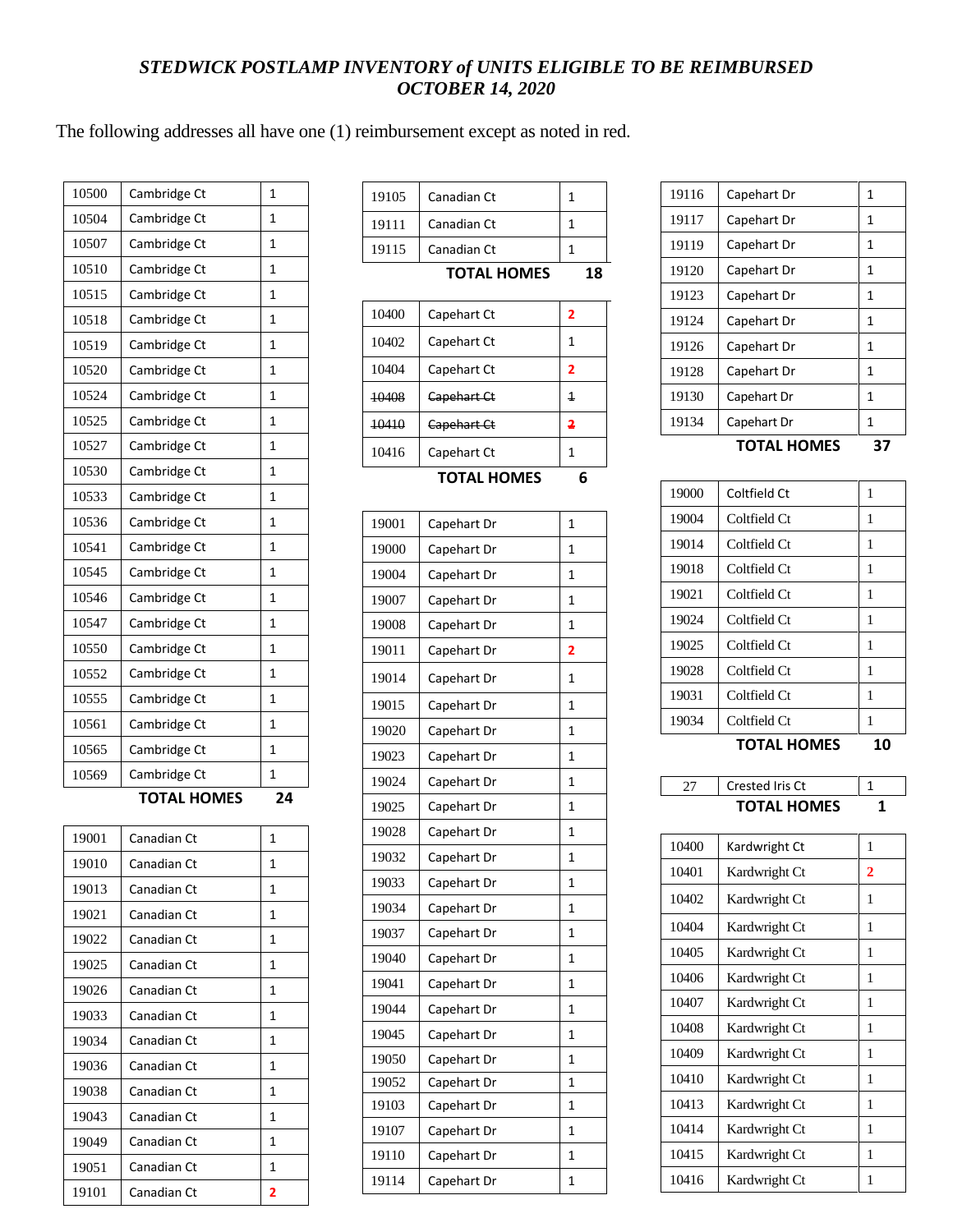## *STEDWICK POSTLAMP INVENTORY of UNITS ELIGIBLE TO BE REIMBURSED OCTOBER 14, 2020*

The following addresses all have one (1) reimbursement except as noted in red.

| | | |
|---|---|---|
| 10500 | Cambridge Ct | 1 |
| 10504 | Cambridge Ct | 1 |
| 10507 | Cambridge Ct | 1 |
| 10510 | Cambridge Ct | 1 |
| 10515 | Cambridge Ct | 1 |
| 10518 | Cambridge Ct | 1 |
| 10519 | Cambridge Ct | 1 |
| 10520 | Cambridge Ct | 1 |
| 10524 | Cambridge Ct | 1 |
| 10525 | Cambridge Ct | 1 |
| 10527 | Cambridge Ct | 1 |
| 10530 | Cambridge Ct | 1 |
| 10533 | Cambridge Ct | 1 |
| 10536 | Cambridge Ct | 1 |
| 10541 | Cambridge Ct | 1 |
| 10545 | Cambridge Ct | 1 |
| 10546 | Cambridge Ct | 1 |
| 10547 | Cambridge Ct | 1 |
| 10550 | Cambridge Ct | 1 |
| 10552 | Cambridge Ct | 1 |
| 10555 | Cambridge Ct | 1 |
| 10561 | Cambridge Ct | 1 |
| 10565 | Cambridge Ct | 1 |
| 10569 | Cambridge Ct | 1 |
| | **TOTAL HOMES** | **24** |

| | | |
|---|---|---|
| 19001 | Canadian Ct | 1 |
| 19010 | Canadian Ct | 1 |
| 19013 | Canadian Ct | 1 |
| 19021 | Canadian Ct | 1 |
| 19022 | Canadian Ct | 1 |
| 19025 | Canadian Ct | 1 |
| 19026 | Canadian Ct | 1 |
| 19033 | Canadian Ct | 1 |
| 19034 | Canadian Ct | 1 |
| 19036 | Canadian Ct | 1 |
| 19038 | Canadian Ct | 1 |
| 19043 | Canadian Ct | 1 |
| 19049 | Canadian Ct | 1 |
| 19051 | Canadian Ct | 1 |
| 19101 | Canadian Ct | 2 |
| 19105 | Canadian Ct | 1 |
| 19111 | Canadian Ct | 1 |
| 19115 | Canadian Ct | 1 |
| | **TOTAL HOMES** | **18** |

| | | |
|---|---|---|
| 10400 | Capehart Ct | 2 |
| 10402 | Capehart Ct | 1 |
| 10404 | Capehart Ct | 2 |
| ~~10408~~ | ~~Capehart Ct~~ | ~~1~~ |
| ~~10410~~ | ~~Capehart Ct~~ | ~~2~~ |
| 10416 | Capehart Ct | 1 |
| | **TOTAL HOMES** | **6** |

| | | |
|---|---|---|
| 19001 | Capehart Dr | 1 |
| 19000 | Capehart Dr | 1 |
| 19004 | Capehart Dr | 1 |
| 19007 | Capehart Dr | 1 |
| 19008 | Capehart Dr | 1 |
| 19011 | Capehart Dr | 2 |
| 19014 | Capehart Dr | 1 |
| 19015 | Capehart Dr | 1 |
| 19020 | Capehart Dr | 1 |
| 19023 | Capehart Dr | 1 |
| 19024 | Capehart Dr | 1 |
| 19025 | Capehart Dr | 1 |
| 19028 | Capehart Dr | 1 |
| 19032 | Capehart Dr | 1 |
| 19033 | Capehart Dr | 1 |
| 19034 | Capehart Dr | 1 |
| 19037 | Capehart Dr | 1 |
| 19040 | Capehart Dr | 1 |
| 19041 | Capehart Dr | 1 |
| 19044 | Capehart Dr | 1 |
| 19045 | Capehart Dr | 1 |
| 19050 | Capehart Dr | 1 |
| 19052 | Capehart Dr | 1 |
| 19103 | Capehart Dr | 1 |
| 19107 | Capehart Dr | 1 |
| 19110 | Capehart Dr | 1 |
| 19114 | Capehart Dr | 1 |
| 19116 | Capehart Dr | 1 |
| 19117 | Capehart Dr | 1 |
| 19119 | Capehart Dr | 1 |
| 19120 | Capehart Dr | 1 |
| 19123 | Capehart Dr | 1 |
| 19124 | Capehart Dr | 1 |
| 19126 | Capehart Dr | 1 |
| 19128 | Capehart Dr | 1 |
| 19130 | Capehart Dr | 1 |
| 19134 | Capehart Dr | 1 |
| | **TOTAL HOMES** | **37** |

| | | |
|---|---|---|
| 19000 | Coltfield Ct | 1 |
| 19004 | Coltfield Ct | 1 |
| 19014 | Coltfield Ct | 1 |
| 19018 | Coltfield Ct | 1 |
| 19021 | Coltfield Ct | 1 |
| 19024 | Coltfield Ct | 1 |
| 19025 | Coltfield Ct | 1 |
| 19028 | Coltfield Ct | 1 |
| 19031 | Coltfield Ct | 1 |
| 19034 | Coltfield Ct | 1 |
| | **TOTAL HOMES** | **10** |

| | | |
|---|---|---|
| 27 | Crested Iris Ct | 1 |
| | **TOTAL HOMES** | **1** |

| | | |
|---|---|---|
| 10400 | Kardwright Ct | 1 |
| 10401 | Kardwright Ct | 2 |
| 10402 | Kardwright Ct | 1 |
| 10404 | Kardwright Ct | 1 |
| 10405 | Kardwright Ct | 1 |
| 10406 | Kardwright Ct | 1 |
| 10407 | Kardwright Ct | 1 |
| 10408 | Kardwright Ct | 1 |
| 10409 | Kardwright Ct | 1 |
| 10410 | Kardwright Ct | 1 |
| 10413 | Kardwright Ct | 1 |
| 10414 | Kardwright Ct | 1 |
| 10415 | Kardwright Ct | 1 |
| 10416 | Kardwright Ct | 1 |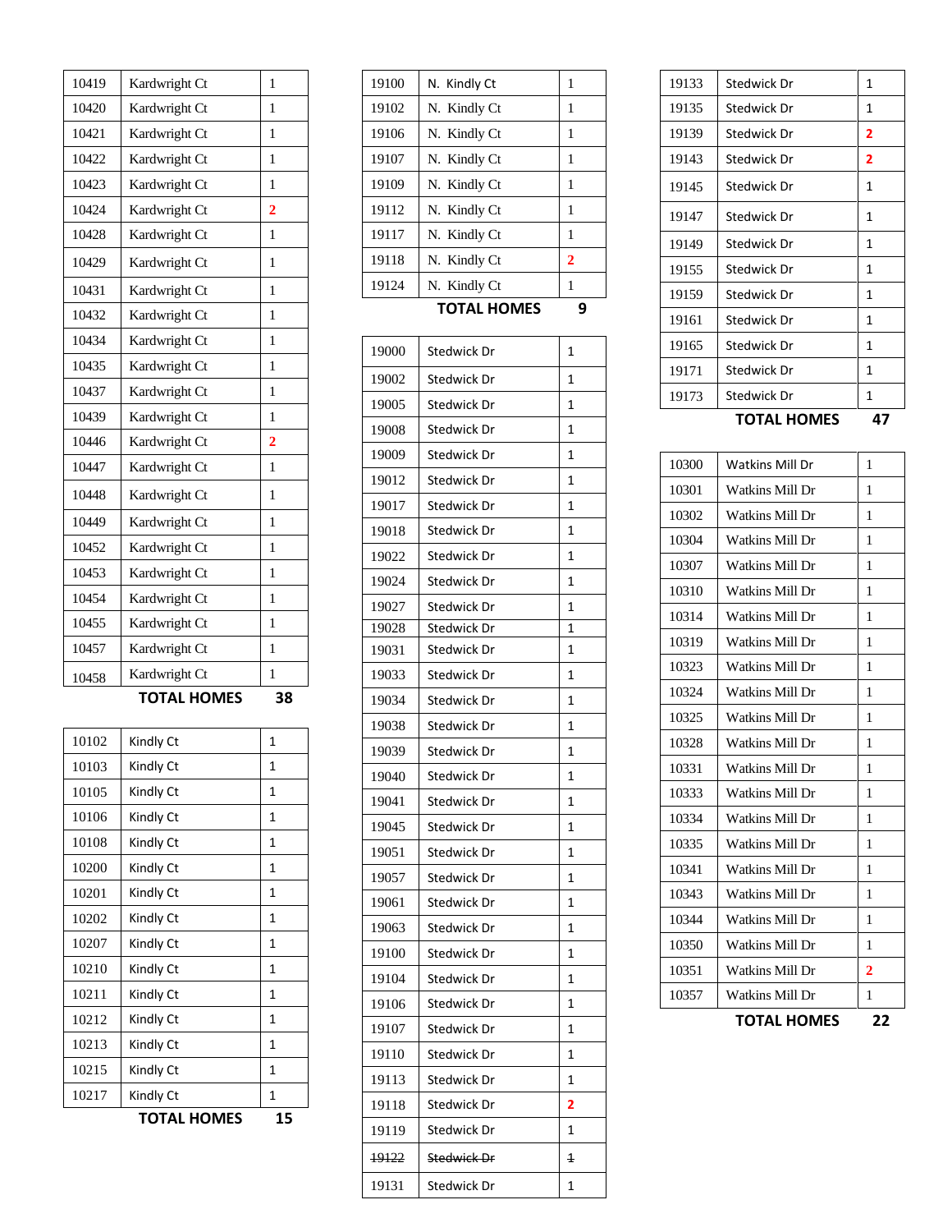| | | |
|---|---|---|
| 10419 | Kardwright Ct | 1 |
| 10420 | Kardwright Ct | 1 |
| 10421 | Kardwright Ct | 1 |
| 10422 | Kardwright Ct | 1 |
| 10423 | Kardwright Ct | 1 |
| 10424 | Kardwright Ct | 2 |
| 10428 | Kardwright Ct | 1 |
| 10429 | Kardwright Ct | 1 |
| 10431 | Kardwright Ct | 1 |
| 10432 | Kardwright Ct | 1 |
| 10434 | Kardwright Ct | 1 |
| 10435 | Kardwright Ct | 1 |
| 10437 | Kardwright Ct | 1 |
| 10439 | Kardwright Ct | 1 |
| 10446 | Kardwright Ct | 2 |
| 10447 | Kardwright Ct | 1 |
| 10448 | Kardwright Ct | 1 |
| 10449 | Kardwright Ct | 1 |
| 10452 | Kardwright Ct | 1 |
| 10453 | Kardwright Ct | 1 |
| 10454 | Kardwright Ct | 1 |
| 10455 | Kardwright Ct | 1 |
| 10457 | Kardwright Ct | 1 |
| 10458 | Kardwright Ct | 1 |
| | **TOTAL HOMES** | **38** |

| | | |
|---|---|---|
| 10102 | Kindly Ct | 1 |
| 10103 | Kindly Ct | 1 |
| 10105 | Kindly Ct | 1 |
| 10106 | Kindly Ct | 1 |
| 10108 | Kindly Ct | 1 |
| 10200 | Kindly Ct | 1 |
| 10201 | Kindly Ct | 1 |
| 10202 | Kindly Ct | 1 |
| 10207 | Kindly Ct | 1 |
| 10210 | Kindly Ct | 1 |
| 10211 | Kindly Ct | 1 |
| 10212 | Kindly Ct | 1 |
| 10213 | Kindly Ct | 1 |
| 10215 | Kindly Ct | 1 |
| 10217 | Kindly Ct | 1 |
| | **TOTAL HOMES** | **15** |

| | | |
|---|---|---|
| 19100 | N. Kindly Ct | 1 |
| 19102 | N. Kindly Ct | 1 |
| 19106 | N. Kindly Ct | 1 |
| 19107 | N. Kindly Ct | 1 |
| 19109 | N. Kindly Ct | 1 |
| 19112 | N. Kindly Ct | 1 |
| 19117 | N. Kindly Ct | 1 |
| 19118 | N. Kindly Ct | 2 |
| 19124 | N. Kindly Ct | 1 |
| | **TOTAL HOMES** | **9** |

| | | |
|---|---|---|
| 19000 | Stedwick Dr | 1 |
| 19002 | Stedwick Dr | 1 |
| 19005 | Stedwick Dr | 1 |
| 19008 | Stedwick Dr | 1 |
| 19009 | Stedwick Dr | 1 |
| 19012 | Stedwick Dr | 1 |
| 19017 | Stedwick Dr | 1 |
| 19018 | Stedwick Dr | 1 |
| 19022 | Stedwick Dr | 1 |
| 19024 | Stedwick Dr | 1 |
| 19027 | Stedwick Dr | 1 |
| 19028 | Stedwick Dr | 1 |
| 19031 | Stedwick Dr | 1 |
| 19033 | Stedwick Dr | 1 |
| 19034 | Stedwick Dr | 1 |
| 19038 | Stedwick Dr | 1 |
| 19039 | Stedwick Dr | 1 |
| 19040 | Stedwick Dr | 1 |
| 19041 | Stedwick Dr | 1 |
| 19045 | Stedwick Dr | 1 |
| 19051 | Stedwick Dr | 1 |
| 19057 | Stedwick Dr | 1 |
| 19061 | Stedwick Dr | 1 |
| 19063 | Stedwick Dr | 1 |
| 19100 | Stedwick Dr | 1 |
| 19104 | Stedwick Dr | 1 |
| 19106 | Stedwick Dr | 1 |
| 19107 | Stedwick Dr | 1 |
| 19110 | Stedwick Dr | 1 |
| 19113 | Stedwick Dr | 1 |
| 19118 | Stedwick Dr | 2 |
| 19119 | Stedwick Dr | 1 |
| ~~19122~~ | ~~Stedwick Dr~~ | ~~1~~ |
| 19131 | Stedwick Dr | 1 |
| 19133 | Stedwick Dr | 1 |
| 19135 | Stedwick Dr | 1 |
| 19139 | Stedwick Dr | 2 |
| 19143 | Stedwick Dr | 2 |
| 19145 | Stedwick Dr | 1 |
| 19147 | Stedwick Dr | 1 |
| 19149 | Stedwick Dr | 1 |
| 19155 | Stedwick Dr | 1 |
| 19159 | Stedwick Dr | 1 |
| 19161 | Stedwick Dr | 1 |
| 19165 | Stedwick Dr | 1 |
| 19171 | Stedwick Dr | 1 |
| 19173 | Stedwick Dr | 1 |
| | **TOTAL HOMES** | **47** |

| | | |
|---|---|---|
| 10300 | Watkins Mill Dr | 1 |
| 10301 | Watkins Mill Dr | 1 |
| 10302 | Watkins Mill Dr | 1 |
| 10304 | Watkins Mill Dr | 1 |
| 10307 | Watkins Mill Dr | 1 |
| 10310 | Watkins Mill Dr | 1 |
| 10314 | Watkins Mill Dr | 1 |
| 10319 | Watkins Mill Dr | 1 |
| 10323 | Watkins Mill Dr | 1 |
| 10324 | Watkins Mill Dr | 1 |
| 10325 | Watkins Mill Dr | 1 |
| 10328 | Watkins Mill Dr | 1 |
| 10331 | Watkins Mill Dr | 1 |
| 10333 | Watkins Mill Dr | 1 |
| 10334 | Watkins Mill Dr | 1 |
| 10335 | Watkins Mill Dr | 1 |
| 10341 | Watkins Mill Dr | 1 |
| 10343 | Watkins Mill Dr | 1 |
| 10344 | Watkins Mill Dr | 1 |
| 10350 | Watkins Mill Dr | 1 |
| 10351 | Watkins Mill Dr | 2 |
| 10357 | Watkins Mill Dr | 1 |
| | **TOTAL HOMES** | **22** |